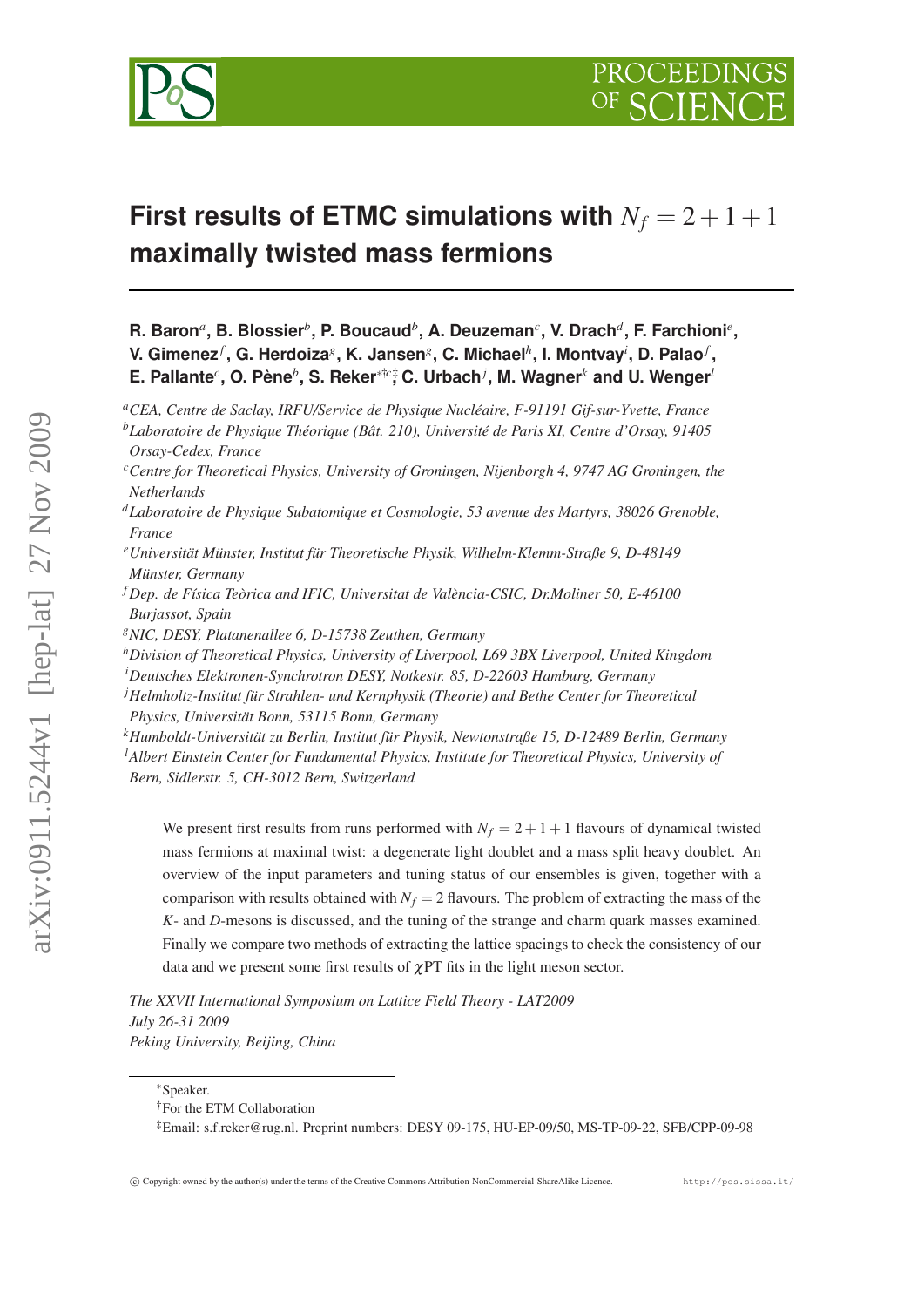# First results of ETMC simulations with $N_f = 2+1+1$ maximally twisted mass fermions

**R. Baron[a], B. Blossier[b], P. Boucaud[b], A. Deuzeman[c], V. Drach[d], F. Farchioni[e], V. Gimenez[f], G. Herdoiza[g], K. Jansen[g], C. Michael[h], I. Montvay[i], D. Palao[f], E. Pallante[c], O. Pène[b], S. Reker[*†c‡], C. Urbach[j], M. Wagner[k] and U. Wenger[l]**

[a] *CEA, Centre de Saclay, IRFU/Service de Physique Nucléaire, F-91191 Gif-sur-Yvette, France*
[b] *Laboratoire de Physique Théorique (Bât. 210), Université de Paris XI, Centre d'Orsay, 91405 Orsay-Cedex, France*
[c] *Centre for Theoretical Physics, University of Groningen, Nijenborgh 4, 9747 AG Groningen, the Netherlands*
[d] *Laboratoire de Physique Subatomique et Cosmologie, 53 avenue des Martyrs, 38026 Grenoble, France*
[e] *Universität Münster, Institut für Theoretische Physik, Wilhelm-Klemm-Straße 9, D-48149 Münster, Germany*
[f] *Dep. de Física Teòrica and IFIC, Universitat de València-CSIC, Dr.Moliner 50, E-46100 Burjassot, Spain*
[g] *NIC, DESY, Platanenallee 6, D-15738 Zeuthen, Germany*
[h] *Division of Theoretical Physics, University of Liverpool, L69 3BX Liverpool, United Kingdom*
[i] *Deutsches Elektronen-Synchrotron DESY, Notkestr. 85, D-22603 Hamburg, Germany*
[j] *Helmholtz-Institut für Strahlen- und Kernphysik (Theorie) and Bethe Center for Theoretical Physics, Universität Bonn, 53115 Bonn, Germany*
[k] *Humboldt-Universität zu Berlin, Institut für Physik, Newtonstraße 15, D-12489 Berlin, Germany*
[l] *Albert Einstein Center for Fundamental Physics, Institute for Theoretical Physics, University of Bern, Sidlerstr. 5, CH-3012 Bern, Switzerland*

We present first results from runs performed with $N_f = 2+1+1$ flavours of dynamical twisted mass fermions at maximal twist: a degenerate light doublet and a mass split heavy doublet. An overview of the input parameters and tuning status of our ensembles is given, together with a comparison with results obtained with $N_f = 2$ flavours. The problem of extracting the mass of the $K$- and $D$-mesons is discussed, and the tuning of the strange and charm quark masses examined. Finally we compare two methods of extracting the lattice spacings to check the consistency of our data and we present some first results of $\chi$PT fits in the light meson sector.

*The XXVII International Symposium on Lattice Field Theory - LAT2009*
*July 26-31 2009*
*Peking University, Beijing, China*

---

[*] Speaker.
[†] For the ETM Collaboration
[‡] Email: s.f.reker@rug.nl. Preprint numbers: DESY 09-175, HU-EP-09/50, MS-TP-09-22, SFB/CPP-09-98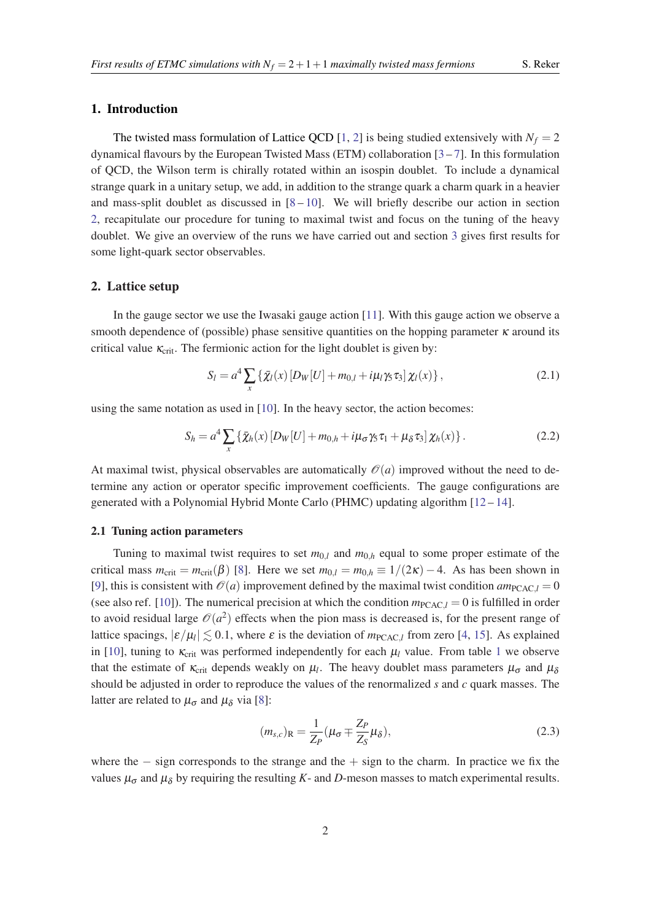## 1. Introduction

The twisted mass formulation of Lattice QCD [1, 2] is being studied extensively with $N_f = 2$ dynamical flavours by the European Twisted Mass (ETM) collaboration [3 – 7]. In this formulation of QCD, the Wilson term is chirally rotated within an isospin doublet. To include a dynamical strange quark in a unitary setup, we add, in addition to the strange quark a charm quark in a heavier and mass-split doublet as discussed in [8 – 10]. We will briefly describe our action in section 2, recapitulate our procedure for tuning to maximal twist and focus on the tuning of the heavy doublet. We give an overview of the runs we have carried out and section 3 gives first results for some light-quark sector observables.

## 2. Lattice setup

In the gauge sector we use the Iwasaki gauge action [11]. With this gauge action we observe a smooth dependence of (possible) phase sensitive quantities on the hopping parameter $\kappa$ around its critical value $\kappa_{\text{crit}}$. The fermionic action for the light doublet is given by:

$$S_l = a^4 \sum_x \{\bar{\chi}_l(x)\,[D_W[U] + m_{0,l} + i\mu_l\gamma_5\tau_3]\,\chi_l(x)\}\,, \tag{2.1}$$

using the same notation as used in [10]. In the heavy sector, the action becomes:

$$S_h = a^4 \sum_x \{\bar{\chi}_h(x)\,[D_W[U] + m_{0,h} + i\mu_\sigma\gamma_5\tau_1 + \mu_\delta\tau_3]\,\chi_h(x)\}\,. \tag{2.2}$$

At maximal twist, physical observables are automatically $\mathcal{O}(a)$ improved without the need to determine any action or operator specific improvement coefficients. The gauge configurations are generated with a Polynomial Hybrid Monte Carlo (PHMC) updating algorithm [12 – 14].

### 2.1 Tuning action parameters

Tuning to maximal twist requires to set $m_{0,l}$ and $m_{0,h}$ equal to some proper estimate of the critical mass $m_{\text{crit}} = m_{\text{crit}}(\beta)$ [8]. Here we set $m_{0,l} = m_{0,h} \equiv 1/(2\kappa) - 4$. As has been shown in [9], this is consistent with $\mathcal{O}(a)$ improvement defined by the maximal twist condition $am_{\text{PCAC},l} = 0$ (see also ref. [10]). The numerical precision at which the condition $m_{\text{PCAC},l} = 0$ is fulfilled in order to avoid residual large $\mathcal{O}(a^2)$ effects when the pion mass is decreased is, for the present range of lattice spacings, $|\varepsilon/\mu_l| \lesssim 0.1$, where $\varepsilon$ is the deviation of $m_{\text{PCAC},l}$ from zero [4, 15]. As explained in [10], tuning to $\kappa_{\text{crit}}$ was performed independently for each $\mu_l$ value. From table 1 we observe that the estimate of $\kappa_{\text{crit}}$ depends weakly on $\mu_l$. The heavy doublet mass parameters $\mu_\sigma$ and $\mu_\delta$ should be adjusted in order to reproduce the values of the renormalized $s$ and $c$ quark masses. The latter are related to $\mu_\sigma$ and $\mu_\delta$ via [8]:

$$(m_{s,c})_{\text{R}} = \frac{1}{Z_P}(\mu_\sigma \mp \frac{Z_P}{Z_S}\mu_\delta), \tag{2.3}$$

where the $-$ sign corresponds to the strange and the $+$ sign to the charm. In practice we fix the values $\mu_\sigma$ and $\mu_\delta$ by requiring the resulting $K$- and $D$-meson masses to match experimental results.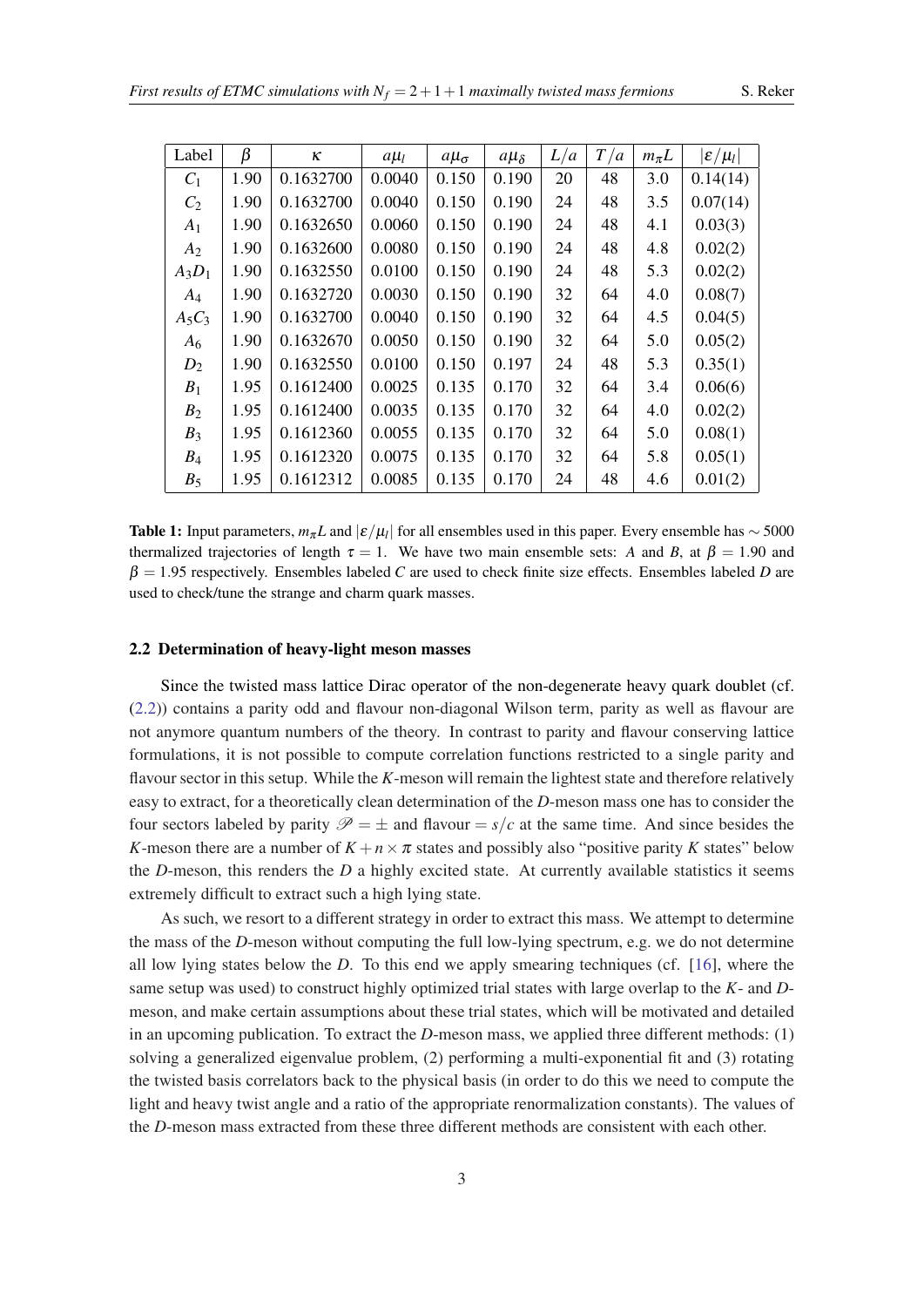| Label | $\beta$ | $\kappa$ | $a\mu_l$ | $a\mu_\sigma$ | $a\mu_\delta$ | $L/a$ | $T/a$ | $m_\pi L$ | $\lvert\varepsilon/\mu_l\rvert$ |
|---|---|---|---|---|---|---|---|---|---|
| $C_1$ | 1.90 | 0.1632700 | 0.0040 | 0.150 | 0.190 | 20 | 48 | 3.0 | 0.14(14) |
| $C_2$ | 1.90 | 0.1632700 | 0.0040 | 0.150 | 0.190 | 24 | 48 | 3.5 | 0.07(14) |
| $A_1$ | 1.90 | 0.1632650 | 0.0060 | 0.150 | 0.190 | 24 | 48 | 4.1 | 0.03(3) |
| $A_2$ | 1.90 | 0.1632600 | 0.0080 | 0.150 | 0.190 | 24 | 48 | 4.8 | 0.02(2) |
| $A_3D_1$ | 1.90 | 0.1632550 | 0.0100 | 0.150 | 0.190 | 24 | 48 | 5.3 | 0.02(2) |
| $A_4$ | 1.90 | 0.1632720 | 0.0030 | 0.150 | 0.190 | 32 | 64 | 4.0 | 0.08(7) |
| $A_5C_3$ | 1.90 | 0.1632700 | 0.0040 | 0.150 | 0.190 | 32 | 64 | 4.5 | 0.04(5) |
| $A_6$ | 1.90 | 0.1632670 | 0.0050 | 0.150 | 0.190 | 32 | 64 | 5.0 | 0.05(2) |
| $D_2$ | 1.90 | 0.1632550 | 0.0100 | 0.150 | 0.197 | 24 | 48 | 5.3 | 0.35(1) |
| $B_1$ | 1.95 | 0.1612400 | 0.0025 | 0.135 | 0.170 | 32 | 64 | 3.4 | 0.06(6) |
| $B_2$ | 1.95 | 0.1612400 | 0.0035 | 0.135 | 0.170 | 32 | 64 | 4.0 | 0.02(2) |
| $B_3$ | 1.95 | 0.1612360 | 0.0055 | 0.135 | 0.170 | 32 | 64 | 5.0 | 0.08(1) |
| $B_4$ | 1.95 | 0.1612320 | 0.0075 | 0.135 | 0.170 | 32 | 64 | 5.8 | 0.05(1) |
| $B_5$ | 1.95 | 0.1612312 | 0.0085 | 0.135 | 0.170 | 24 | 48 | 4.6 | 0.01(2) |

**Table 1:** Input parameters, $m_\pi L$ and $|\varepsilon/\mu_l|$ for all ensembles used in this paper. Every ensemble has $\sim 5000$ thermalized trajectories of length $\tau = 1$. We have two main ensemble sets: *A* and *B*, at $\beta = 1.90$ and $\beta = 1.95$ respectively. Ensembles labeled *C* are used to check finite size effects. Ensembles labeled *D* are used to check/tune the strange and charm quark masses.

### 2.2 Determination of heavy-light meson masses

Since the twisted mass lattice Dirac operator of the non-degenerate heavy quark doublet (cf. (2.2)) contains a parity odd and flavour non-diagonal Wilson term, parity as well as flavour are not anymore quantum numbers of the theory. In contrast to parity and flavour conserving lattice formulations, it is not possible to compute correlation functions restricted to a single parity and flavour sector in this setup. While the *K*-meson will remain the lightest state and therefore relatively easy to extract, for a theoretically clean determination of the *D*-meson mass one has to consider the four sectors labeled by parity $\mathscr{P} = \pm$ and flavour $= s/c$ at the same time. And since besides the *K*-meson there are a number of $K + n \times \pi$ states and possibly also "positive parity *K* states" below the *D*-meson, this renders the *D* a highly excited state. At currently available statistics it seems extremely difficult to extract such a high lying state.

As such, we resort to a different strategy in order to extract this mass. We attempt to determine the mass of the *D*-meson without computing the full low-lying spectrum, e.g. we do not determine all low lying states below the *D*. To this end we apply smearing techniques (cf. [16], where the same setup was used) to construct highly optimized trial states with large overlap to the *K*- and *D*-meson, and make certain assumptions about these trial states, which will be motivated and detailed in an upcoming publication. To extract the *D*-meson mass, we applied three different methods: (1) solving a generalized eigenvalue problem, (2) performing a multi-exponential fit and (3) rotating the twisted basis correlators back to the physical basis (in order to do this we need to compute the light and heavy twist angle and a ratio of the appropriate renormalization constants). The values of the *D*-meson mass extracted from these three different methods are consistent with each other.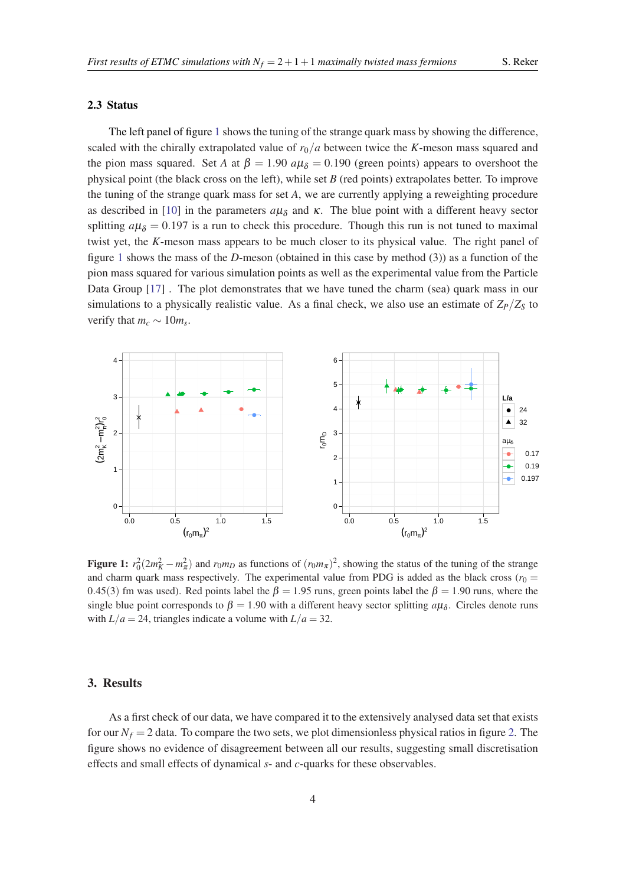### 2.3 Status

The left panel of figure 1 shows the tuning of the strange quark mass by showing the difference, scaled with the chirally extrapolated value of $r_0/a$ between twice the $K$-meson mass squared and the pion mass squared. Set $A$ at $\beta = 1.90$ $a\mu_\delta = 0.190$ (green points) appears to overshoot the physical point (the black cross on the left), while set $B$ (red points) extrapolates better. To improve the tuning of the strange quark mass for set $A$, we are currently applying a reweighting procedure as described in [10] in the parameters $a\mu_\delta$ and $\kappa$. The blue point with a different heavy sector splitting $a\mu_\delta = 0.197$ is a run to check this procedure. Though this run is not tuned to maximal twist yet, the $K$-meson mass appears to be much closer to its physical value. The right panel of figure 1 shows the mass of the $D$-meson (obtained in this case by method (3)) as a function of the pion mass squared for various simulation points as well as the experimental value from the Particle Data Group [17] . The plot demonstrates that we have tuned the charm (sea) quark mass in our simulations to a physically realistic value. As a final check, we also use an estimate of $Z_P/Z_S$ to verify that $m_c \sim 10 m_s$.

**Figure 1:** $r_0^2(2m_K^2 - m_\pi^2)$ and $r_0 m_D$ as functions of $(r_0 m_\pi)^2$, showing the status of the tuning of the strange and charm quark mass respectively. The experimental value from PDG is added as the black cross ($r_0 = 0.45(3)$ fm was used). Red points label the $\beta = 1.95$ runs, green points label the $\beta = 1.90$ runs, where the single blue point corresponds to $\beta = 1.90$ with a different heavy sector splitting $a\mu_\delta$. Circles denote runs with $L/a = 24$, triangles indicate a volume with $L/a = 32$.

## 3. Results

As a first check of our data, we have compared it to the extensively analysed data set that exists for our $N_f = 2$ data. To compare the two sets, we plot dimensionless physical ratios in figure 2. The figure shows no evidence of disagreement between all our results, suggesting small discretisation effects and small effects of dynamical $s$- and $c$-quarks for these observables.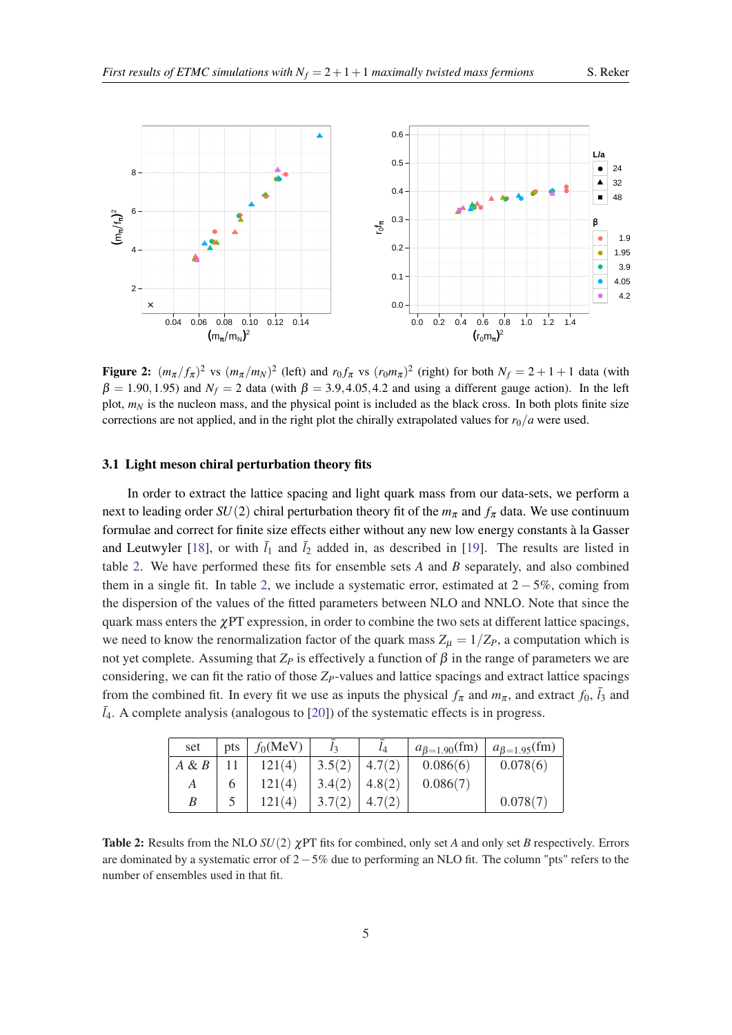**Figure 2:** $(m_\pi/f_\pi)^2$ vs $(m_\pi/m_N)^2$ (left) and $r_0 f_\pi$ vs $(r_0 m_\pi)^2$ (right) for both $N_f = 2+1+1$ data (with $\beta = 1.90, 1.95$) and $N_f = 2$ data (with $\beta = 3.9, 4.05, 4.2$ and using a different gauge action). In the left plot, $m_N$ is the nucleon mass, and the physical point is included as the black cross. In both plots finite size corrections are not applied, and in the right plot the chirally extrapolated values for $r_0/a$ were used.

### 3.1 Light meson chiral perturbation theory fits

In order to extract the lattice spacing and light quark mass from our data-sets, we perform a next to leading order $SU(2)$ chiral perturbation theory fit of the $m_\pi$ and $f_\pi$ data. We use continuum formulae and correct for finite size effects either without any new low energy constants à la Gasser and Leutwyler [18], or with $\bar{l}_1$ and $\bar{l}_2$ added in, as described in [19]. The results are listed in table 2. We have performed these fits for ensemble sets $A$ and $B$ separately, and also combined them in a single fit. In table 2, we include a systematic error, estimated at $2-5\%$, coming from the dispersion of the values of the fitted parameters between NLO and NNLO. Note that since the quark mass enters the $\chi$PT expression, in order to combine the two sets at different lattice spacings, we need to know the renormalization factor of the quark mass $Z_\mu = 1/Z_P$, a computation which is not yet complete. Assuming that $Z_P$ is effectively a function of $\beta$ in the range of parameters we are considering, we can fit the ratio of those $Z_P$-values and lattice spacings and extract lattice spacings from the combined fit. In every fit we use as inputs the physical $f_\pi$ and $m_\pi$, and extract $f_0$, $\bar{l}_3$ and $\bar{l}_4$. A complete analysis (analogous to [20]) of the systematic effects is in progress.

| set | pts | $f_0$(MeV) | $\bar{l}_3$ | $\bar{l}_4$ | $a_{\beta=1.90}$(fm) | $a_{\beta=1.95}$(fm) |
|---|---|---|---|---|---|---|
| $A$ & $B$ | 11 | 121(4) | 3.5(2) | 4.7(2) | 0.086(6) | 0.078(6) |
| $A$ | 6 | 121(4) | 3.4(2) | 4.8(2) | 0.086(7) | |
| $B$ | 5 | 121(4) | 3.7(2) | 4.7(2) | | 0.078(7) |

**Table 2:** Results from the NLO $SU(2)$ $\chi$PT fits for combined, only set $A$ and only set $B$ respectively. Errors are dominated by a systematic error of $2-5\%$ due to performing an NLO fit. The column "pts" refers to the number of ensembles used in that fit.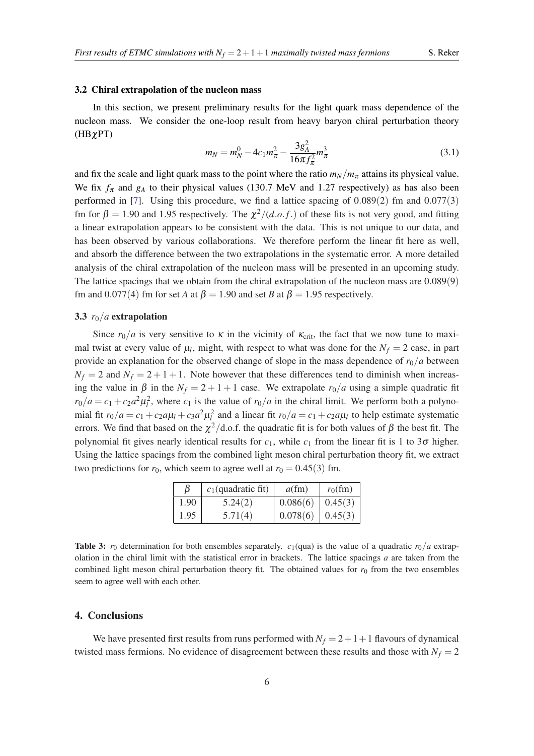### 3.2 Chiral extrapolation of the nucleon mass

In this section, we present preliminary results for the light quark mass dependence of the nucleon mass. We consider the one-loop result from heavy baryon chiral perturbation theory (HB$\chi$PT)

$$m_N = m_N^0 - 4c_1 m_\pi^2 - \frac{3g_A^2}{16\pi f_\pi^2} m_\pi^3 \tag{3.1}$$

and fix the scale and light quark mass to the point where the ratio $m_N/m_\pi$ attains its physical value. We fix $f_\pi$ and $g_A$ to their physical values (130.7 MeV and 1.27 respectively) as has also been performed in [7]. Using this procedure, we find a lattice spacing of 0.089(2) fm and 0.077(3) fm for $\beta = 1.90$ and 1.95 respectively. The $\chi^2/(d.o.f.)$ of these fits is not very good, and fitting a linear extrapolation appears to be consistent with the data. This is not unique to our data, and has been observed by various collaborations. We therefore perform the linear fit here as well, and absorb the difference between the two extrapolations in the systematic error. A more detailed analysis of the chiral extrapolation of the nucleon mass will be presented in an upcoming study. The lattice spacings that we obtain from the chiral extrapolation of the nucleon mass are 0.089(9) fm and 0.077(4) fm for set *A* at $\beta = 1.90$ and set *B* at $\beta = 1.95$ respectively.

### 3.3 $r_0/a$ extrapolation

Since $r_0/a$ is very sensitive to $\kappa$ in the vicinity of $\kappa_{\text{crit}}$, the fact that we now tune to maximal twist at every value of $\mu_l$, might, with respect to what was done for the $N_f = 2$ case, in part provide an explanation for the observed change of slope in the mass dependence of $r_0/a$ between $N_f = 2$ and $N_f = 2+1+1$. Note however that these differences tend to diminish when increasing the value in $\beta$ in the $N_f = 2+1+1$ case. We extrapolate $r_0/a$ using a simple quadratic fit $r_0/a = c_1 + c_2 a^2 \mu_l^2$, where $c_1$ is the value of $r_0/a$ in the chiral limit. We perform both a polynomial fit $r_0/a = c_1 + c_2 a\mu_l + c_3 a^2 \mu_l^2$ and a linear fit $r_0/a = c_1 + c_2 a\mu_l$ to help estimate systematic errors. We find that based on the $\chi^2$/d.o.f. the quadratic fit is for both values of $\beta$ the best fit. The polynomial fit gives nearly identical results for $c_1$, while $c_1$ from the linear fit is 1 to $3\sigma$ higher. Using the lattice spacings from the combined light meson chiral perturbation theory fit, we extract two predictions for $r_0$, which seem to agree well at $r_0 = 0.45(3)$ fm.

| $\beta$ | $c_1$(quadratic fit) | $a$(fm) | $r_0$(fm) |
|---|---|---|---|
| 1.90 | 5.24(2) | 0.086(6) | 0.45(3) |
| 1.95 | 5.71(4) | 0.078(6) | 0.45(3) |

**Table 3:** $r_0$ determination for both ensembles separately. $c_1$(qua) is the value of a quadratic $r_0/a$ extrapolation in the chiral limit with the statistical error in brackets. The lattice spacings $a$ are taken from the combined light meson chiral perturbation theory fit. The obtained values for $r_0$ from the two ensembles seem to agree well with each other.

## 4. Conclusions

We have presented first results from runs performed with $N_f = 2+1+1$ flavours of dynamical twisted mass fermions. No evidence of disagreement between these results and those with $N_f = 2$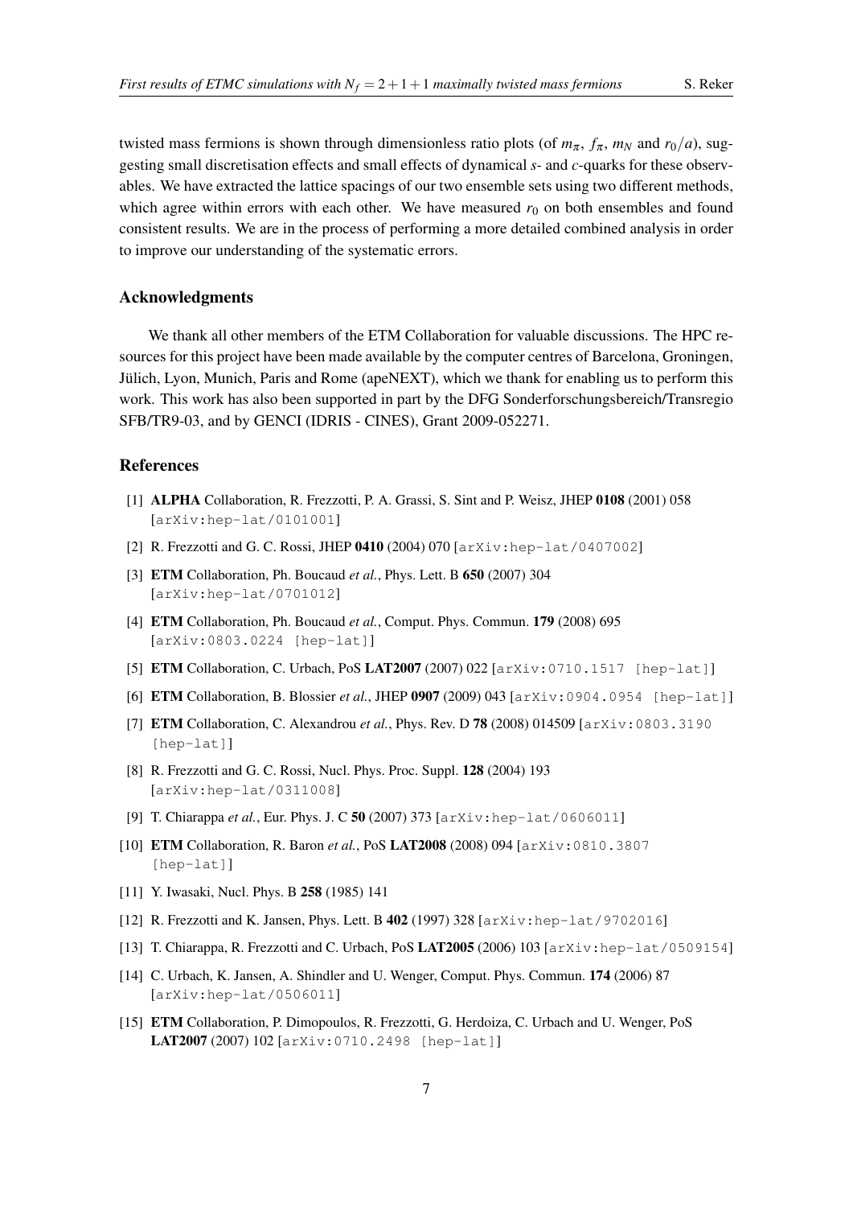twisted mass fermions is shown through dimensionless ratio plots (of $m_\pi$, $f_\pi$, $m_N$ and $r_0/a$), suggesting small discretisation effects and small effects of dynamical *s*- and *c*-quarks for these observables. We have extracted the lattice spacings of our two ensemble sets using two different methods, which agree within errors with each other. We have measured $r_0$ on both ensembles and found consistent results. We are in the process of performing a more detailed combined analysis in order to improve our understanding of the systematic errors.

## Acknowledgments

We thank all other members of the ETM Collaboration for valuable discussions. The HPC resources for this project have been made available by the computer centres of Barcelona, Groningen, Jülich, Lyon, Munich, Paris and Rome (apeNEXT), which we thank for enabling us to perform this work. This work has also been supported in part by the DFG Sonderforschungsbereich/Transregio SFB/TR9-03, and by GENCI (IDRIS - CINES), Grant 2009-052271.

## References

[1] **ALPHA** Collaboration, R. Frezzotti, P. A. Grassi, S. Sint and P. Weisz, JHEP **0108** (2001) 058 [arXiv:hep-lat/0101001]

[2] R. Frezzotti and G. C. Rossi, JHEP **0410** (2004) 070 [arXiv:hep-lat/0407002]

[3] **ETM** Collaboration, Ph. Boucaud *et al.*, Phys. Lett. B **650** (2007) 304 [arXiv:hep-lat/0701012]

[4] **ETM** Collaboration, Ph. Boucaud *et al.*, Comput. Phys. Commun. **179** (2008) 695 [arXiv:0803.0224 [hep-lat]]

[5] **ETM** Collaboration, C. Urbach, PoS **LAT2007** (2007) 022 [arXiv:0710.1517 [hep-lat]]

[6] **ETM** Collaboration, B. Blossier *et al.*, JHEP **0907** (2009) 043 [arXiv:0904.0954 [hep-lat]]

[7] **ETM** Collaboration, C. Alexandrou *et al.*, Phys. Rev. D **78** (2008) 014509 [arXiv:0803.3190 [hep-lat]]

[8] R. Frezzotti and G. C. Rossi, Nucl. Phys. Proc. Suppl. **128** (2004) 193 [arXiv:hep-lat/0311008]

[9] T. Chiarappa *et al.*, Eur. Phys. J. C **50** (2007) 373 [arXiv:hep-lat/0606011]

[10] **ETM** Collaboration, R. Baron *et al.*, PoS **LAT2008** (2008) 094 [arXiv:0810.3807 [hep-lat]]

[11] Y. Iwasaki, Nucl. Phys. B **258** (1985) 141

[12] R. Frezzotti and K. Jansen, Phys. Lett. B **402** (1997) 328 [arXiv:hep-lat/9702016]

[13] T. Chiarappa, R. Frezzotti and C. Urbach, PoS **LAT2005** (2006) 103 [arXiv:hep-lat/0509154]

[14] C. Urbach, K. Jansen, A. Shindler and U. Wenger, Comput. Phys. Commun. **174** (2006) 87 [arXiv:hep-lat/0506011]

[15] **ETM** Collaboration, P. Dimopoulos, R. Frezzotti, G. Herdoiza, C. Urbach and U. Wenger, PoS **LAT2007** (2007) 102 [arXiv:0710.2498 [hep-lat]]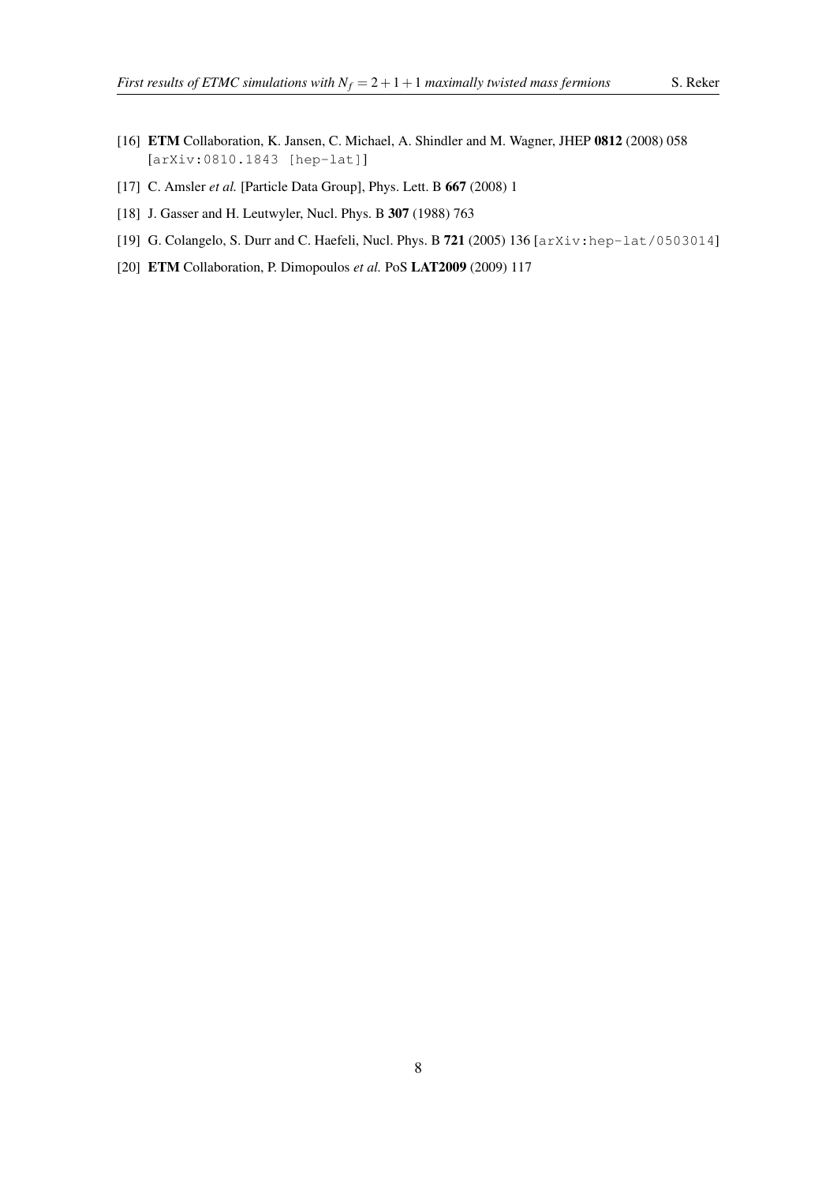[16] **ETM** Collaboration, K. Jansen, C. Michael, A. Shindler and M. Wagner, JHEP **0812** (2008) 058 [arXiv:0810.1843 [hep-lat]]

[17] C. Amsler *et al.* [Particle Data Group], Phys. Lett. B **667** (2008) 1

[18] J. Gasser and H. Leutwyler, Nucl. Phys. B **307** (1988) 763

[19] G. Colangelo, S. Durr and C. Haefeli, Nucl. Phys. B **721** (2005) 136 [arXiv:hep-lat/0503014]

[20] **ETM** Collaboration, P. Dimopoulos *et al.* PoS **LAT2009** (2009) 117